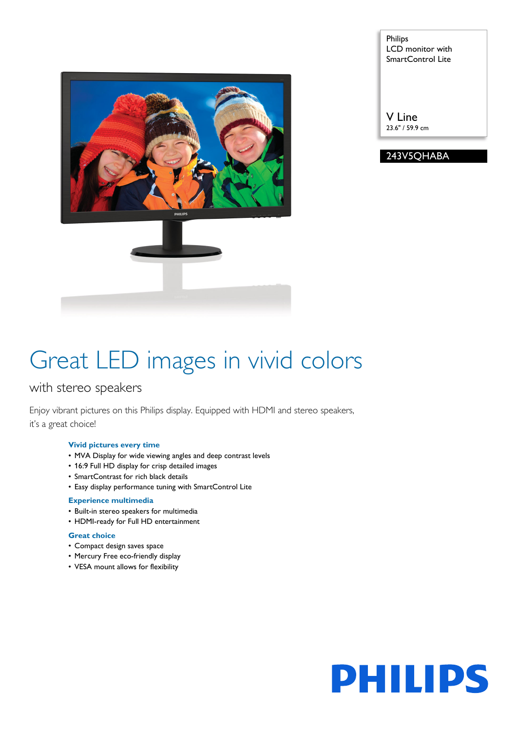Philips
LCD monitor with
SmartControl Lite

V Line
23.6" / 59.9 cm

**243V5QHABA**

# Great LED images in vivid colors

## with stereo speakers

Enjoy vibrant pictures on this Philips display. Equipped with HDMI and stereo speakers, it's a great choice!

### Vivid pictures every time

- MVA Display for wide viewing angles and deep contrast levels
- 16:9 Full HD display for crisp detailed images
- SmartContrast for rich black details
- Easy display performance tuning with SmartControl Lite

### Experience multimedia

- Built-in stereo speakers for multimedia
- HDMI-ready for Full HD entertainment

### Great choice

- Compact design saves space
- Mercury Free eco-friendly display
- VESA mount allows for flexibility

PHILIPS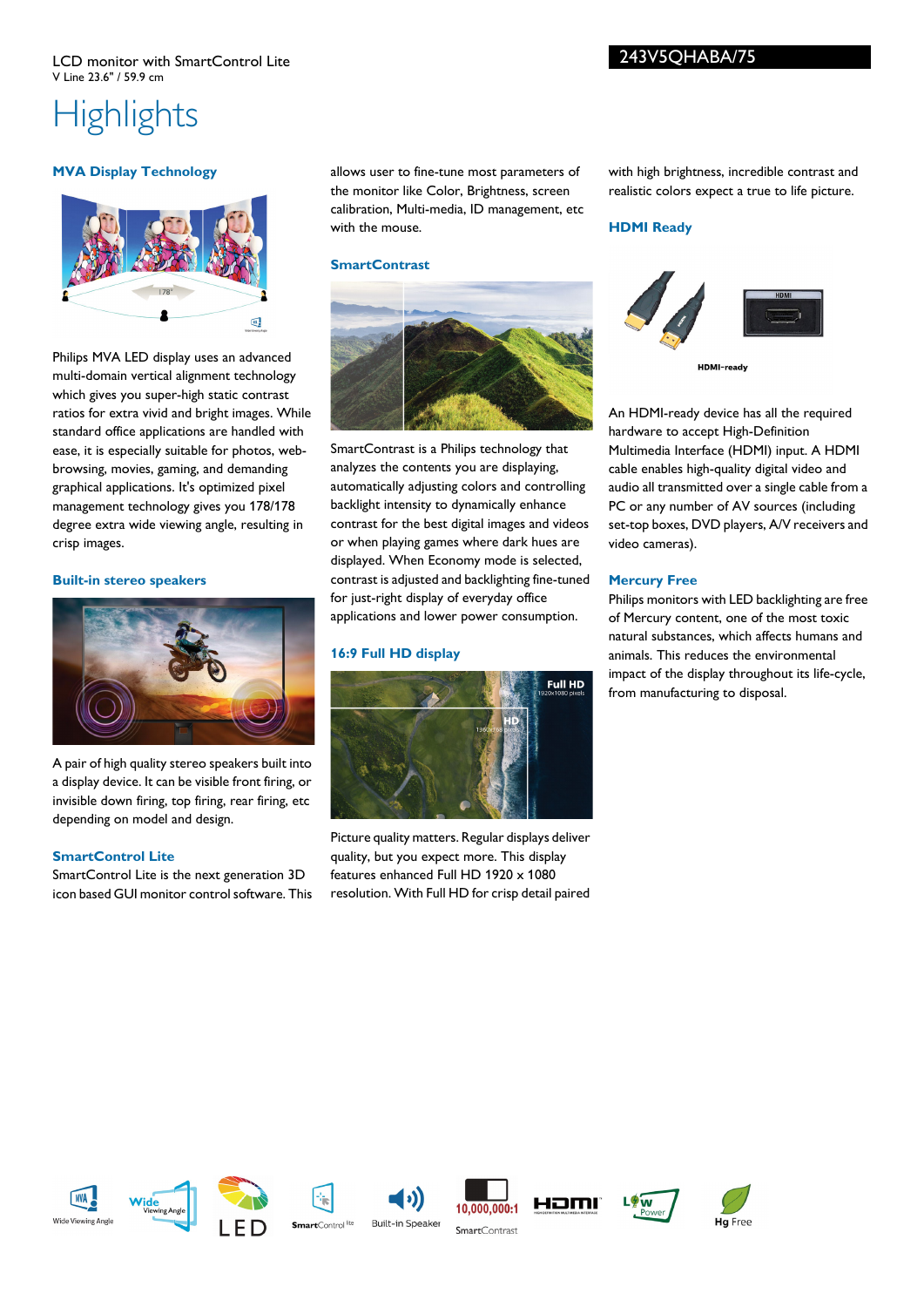LCD monitor with SmartControl Lite

V Line 23.6" / 59.9 cm

243V5QHABA/75

# Highlights

### MVA Display Technology

Philips MVA LED display uses an advanced multi-domain vertical alignment technology which gives you super-high static contrast ratios for extra vivid and bright images. While standard office applications are handled with ease, it is especially suitable for photos, web-browsing, movies, gaming, and demanding graphical applications. It's optimized pixel management technology gives you 178/178 degree extra wide viewing angle, resulting in crisp images.

### Built-in stereo speakers

A pair of high quality stereo speakers built into a display device. It can be visible front firing, or invisible down firing, top firing, rear firing, etc depending on model and design.

### SmartControl Lite

SmartControl Lite is the next generation 3D icon based GUI monitor control software. This allows user to fine-tune most parameters of the monitor like Color, Brightness, screen calibration, Multi-media, ID management, etc with the mouse.

### SmartContrast

SmartContrast is a Philips technology that analyzes the contents you are displaying, automatically adjusting colors and controlling backlight intensity to dynamically enhance contrast for the best digital images and videos or when playing games where dark hues are displayed. When Economy mode is selected, contrast is adjusted and backlighting fine-tuned for just-right display of everyday office applications and lower power consumption.

### 16:9 Full HD display

Picture quality matters. Regular displays deliver quality, but you expect more. This display features enhanced Full HD 1920 x 1080 resolution. With Full HD for crisp detail paired with high brightness, incredible contrast and realistic colors expect a true to life picture.

### HDMI Ready

An HDMI-ready device has all the required hardware to accept High-Definition Multimedia Interface (HDMI) input. A HDMI cable enables high-quality digital video and audio all transmitted over a single cable from a PC or any number of AV sources (including set-top boxes, DVD players, A/V receivers and video cameras).

### Mercury Free

Philips monitors with LED backlighting are free of Mercury content, one of the most toxic natural substances, which affects humans and animals. This reduces the environmental impact of the display throughout its life-cycle, from manufacturing to disposal.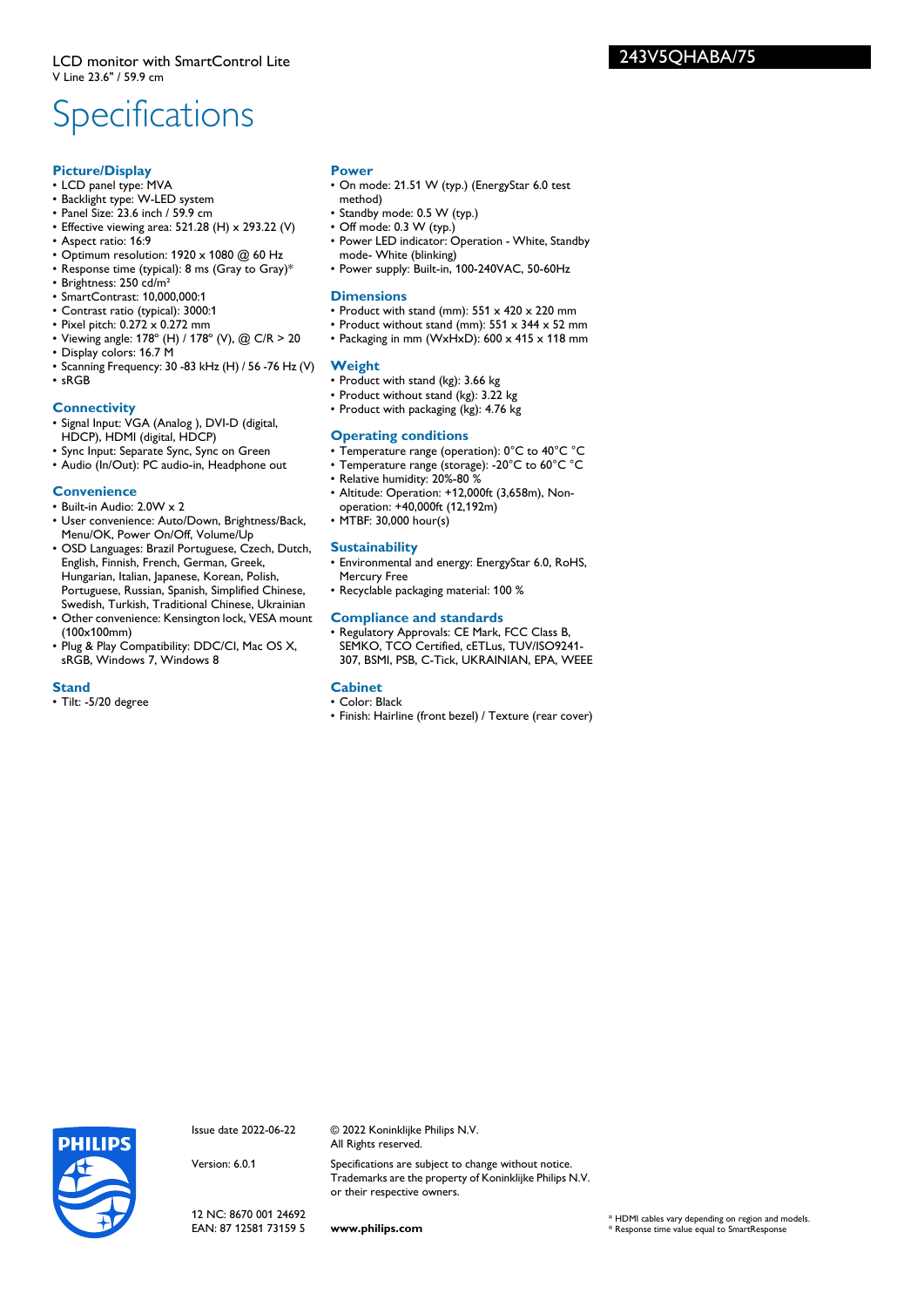LCD monitor with SmartControl Lite
V Line 23.6" / 59.9 cm

243V5QHABA/75

# Specifications

## Picture/Display

- LCD panel type: MVA
- Backlight type: W-LED system
- Panel Size: 23.6 inch / 59.9 cm
- Effective viewing area: 521.28 (H) x 293.22 (V)
- Aspect ratio: 16:9
- Optimum resolution: 1920 x 1080 @ 60 Hz
- Response time (typical): 8 ms (Gray to Gray)*
- Brightness: 250 cd/m²
- SmartContrast: 10,000,000:1
- Contrast ratio (typical): 3000:1
- Pixel pitch: 0.272 x 0.272 mm
- Viewing angle: 178º (H) / 178º (V), @ C/R > 20
- Display colors: 16.7 M
- Scanning Frequency: 30 -83 kHz (H) / 56 -76 Hz (V)
- sRGB

## Connectivity

- Signal Input: VGA (Analog ), DVI-D (digital, HDCP), HDMI (digital, HDCP)
- Sync Input: Separate Sync, Sync on Green
- Audio (In/Out): PC audio-in, Headphone out

## Convenience

- Built-in Audio: 2.0W x 2
- User convenience: Auto/Down, Brightness/Back, Menu/OK, Power On/Off, Volume/Up
- OSD Languages: Brazil Portuguese, Czech, Dutch, English, Finnish, French, German, Greek, Hungarian, Italian, Japanese, Korean, Polish, Portuguese, Russian, Spanish, Simplified Chinese, Swedish, Turkish, Traditional Chinese, Ukrainian
- Other convenience: Kensington lock, VESA mount (100x100mm)
- Plug & Play Compatibility: DDC/CI, Mac OS X, sRGB, Windows 7, Windows 8

## Stand

- Tilt: -5/20 degree

## Power

- On mode: 21.51 W (typ.) (EnergyStar 6.0 test method)
- Standby mode: 0.5 W (typ.)
- Off mode: 0.3 W (typ.)
- Power LED indicator: Operation - White, Standby mode- White (blinking)
- Power supply: Built-in, 100-240VAC, 50-60Hz

## Dimensions

- Product with stand (mm): 551 x 420 x 220 mm
- Product without stand (mm): 551 x 344 x 52 mm
- Packaging in mm (WxHxD): 600 x 415 x 118 mm

## Weight

- Product with stand (kg): 3.66 kg
- Product without stand (kg): 3.22 kg
- Product with packaging (kg): 4.76 kg

## Operating conditions

- Temperature range (operation): 0°C to 40°C °C
- Temperature range (storage): -20°C to 60°C °C
- Relative humidity: 20%-80 %
- Altitude: Operation: +12,000ft (3,658m), Non-operation: +40,000ft (12,192m)
- MTBF: 30,000 hour(s)

## Sustainability

- Environmental and energy: EnergyStar 6.0, RoHS, Mercury Free
- Recyclable packaging material: 100 %

## Compliance and standards

- Regulatory Approvals: CE Mark, FCC Class B, SEMKO, TCO Certified, cETLus, TUV/ISO9241-307, BSMI, PSB, C-Tick, UKRAINIAN, EPA, WEEE

## Cabinet

- Color: Black
- Finish: Hairline (front bezel) / Texture (rear cover)

Issue date 2022-06-22

Version: 6.0.1

12 NC: 8670 001 24692
EAN: 87 12581 73159 5

© 2022 Koninklijke Philips N.V.
All Rights reserved.

Specifications are subject to change without notice. Trademarks are the property of Koninklijke Philips N.V. or their respective owners.

www.philips.com

\* HDMI cables vary depending on region and models.
\* Response time value equal to SmartResponse